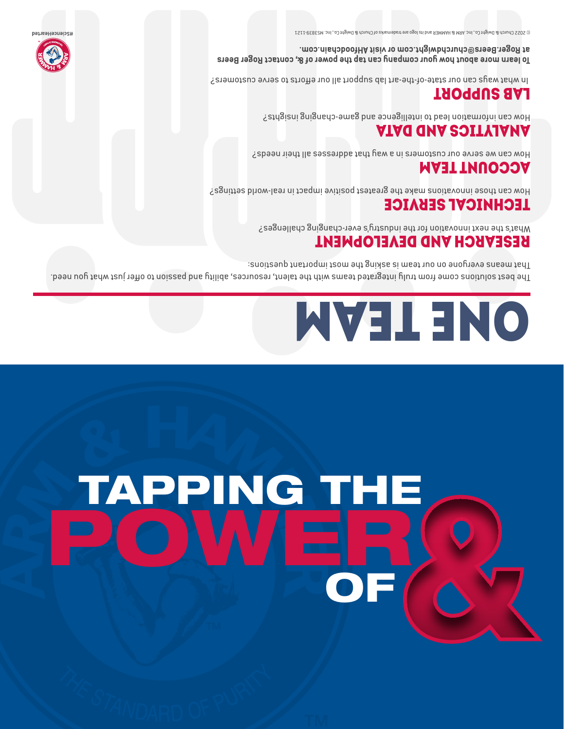# TAPPING THE POWER OF &

# ONE TEAM

The best solutions come from truly integrated teams with the talent, resources, ability and passion to offer just what you need. That means everyone on our team is asking the most important questions:

## RESEARCH AND DEVELOPMENT

What's the next innovation for the industry's ever-changing challenges?

## TECHNICAL SERVICE

How can those innovations make the greatest positive impact in real-world settings?

## ACCOUNT TEAM

How can we serve our customers in a way that addresses all their needs?

## ANALYTICS AND DATA

How can information lead to intelligence and game-changing insights?

## LAB SUPPORT

In what ways can our state-of-the-art lab support all our efforts to serve customers?

**To learn more about how your company can tap the power of &, contact Roger Beers at Roger.Beers@churchdwight.com or visit AHfoodchain.com.**

© 2022 Church & Dwight Co., Inc. ARM & HAMMER and its logo are trademarks of Church & Dwight Co., Inc. MS3839-1121

#ScienceHearted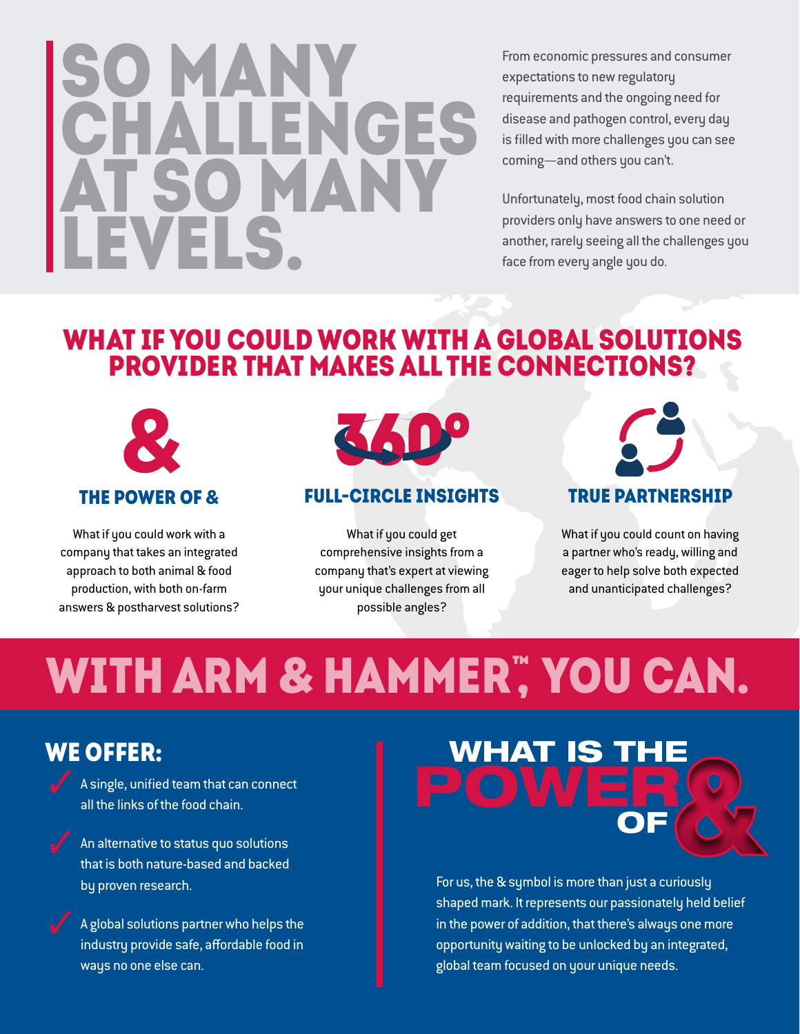# SO MANY CHALLENGES AT SO MANY LEVELS.

From economic pressures and consumer expectations to new regulatory requirements and the ongoing need for disease and pathogen control, every day is filled with more challenges you can see coming—and others you can't.

Unfortunately, most food chain solution providers only have answers to one need or another, rarely seeing all the challenges you face from every angle you do.

## WHAT IF YOU COULD WORK WITH A GLOBAL SOLUTIONS PROVIDER THAT MAKES ALL THE CONNECTIONS?

&

### THE POWER OF &

What if you could work with a company that takes an integrated approach to both animal & food production, with both on-farm answers & postharvest solutions?

360°

### FULL-CIRCLE INSIGHTS

What if you could get comprehensive insights from a company that's expert at viewing your unique challenges from all possible angles?

### TRUE PARTNERSHIP

What if you could count on having a partner who's ready, willing and eager to help solve both expected and unanticipated challenges?

# WITH ARM & HAMMER™, YOU CAN.

## WE OFFER:

- A single, unified team that can connect all the links of the food chain.
- An alternative to status quo solutions that is both nature-based and backed by proven research.
- A global solutions partner who helps the industry provide safe, affordable food in ways no one else can.

## WHAT IS THE POWER OF &

For us, the & symbol is more than just a curiously shaped mark. It represents our passionately held belief in the power of addition, that there's always one more opportunity waiting to be unlocked by an integrated, global team focused on your unique needs.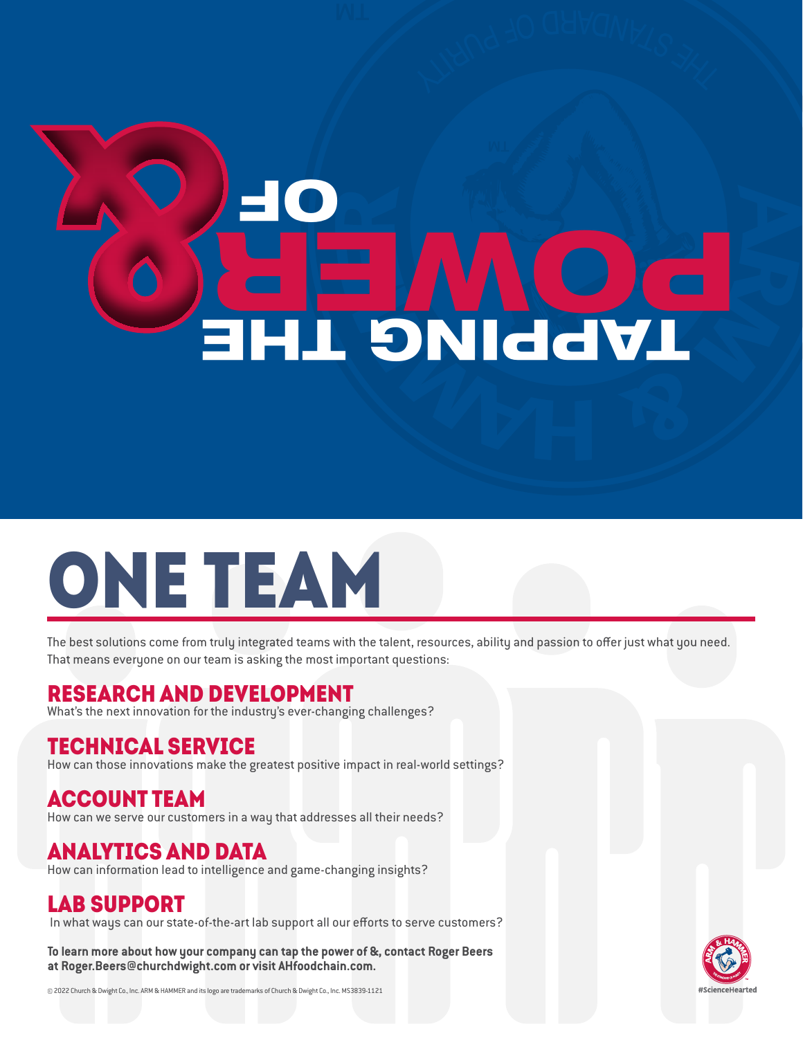# TAPPING THE POWER OF &

# ONE TEAM

The best solutions come from truly integrated teams with the talent, resources, ability and passion to offer just what you need. That means everyone on our team is asking the most important questions:

## RESEARCH AND DEVELOPMENT

What's the next innovation for the industry's ever-changing challenges?

## TECHNICAL SERVICE

How can those innovations make the greatest positive impact in real-world settings?

## ACCOUNT TEAM

How can we serve our customers in a way that addresses all their needs?

## ANALYTICS AND DATA

How can information lead to intelligence and game-changing insights?

## LAB SUPPORT

In what ways can our state-of-the-art lab support all our efforts to serve customers?

**To learn more about how your company can tap the power of &, contact Roger Beers at Roger.Beers@churchdwight.com or visit AHfoodchain.com.**

© 2022 Church & Dwight Co., Inc. ARM & HAMMER and its logo are trademarks of Church & Dwight Co., Inc. MS3839-1121

#ScienceHearted